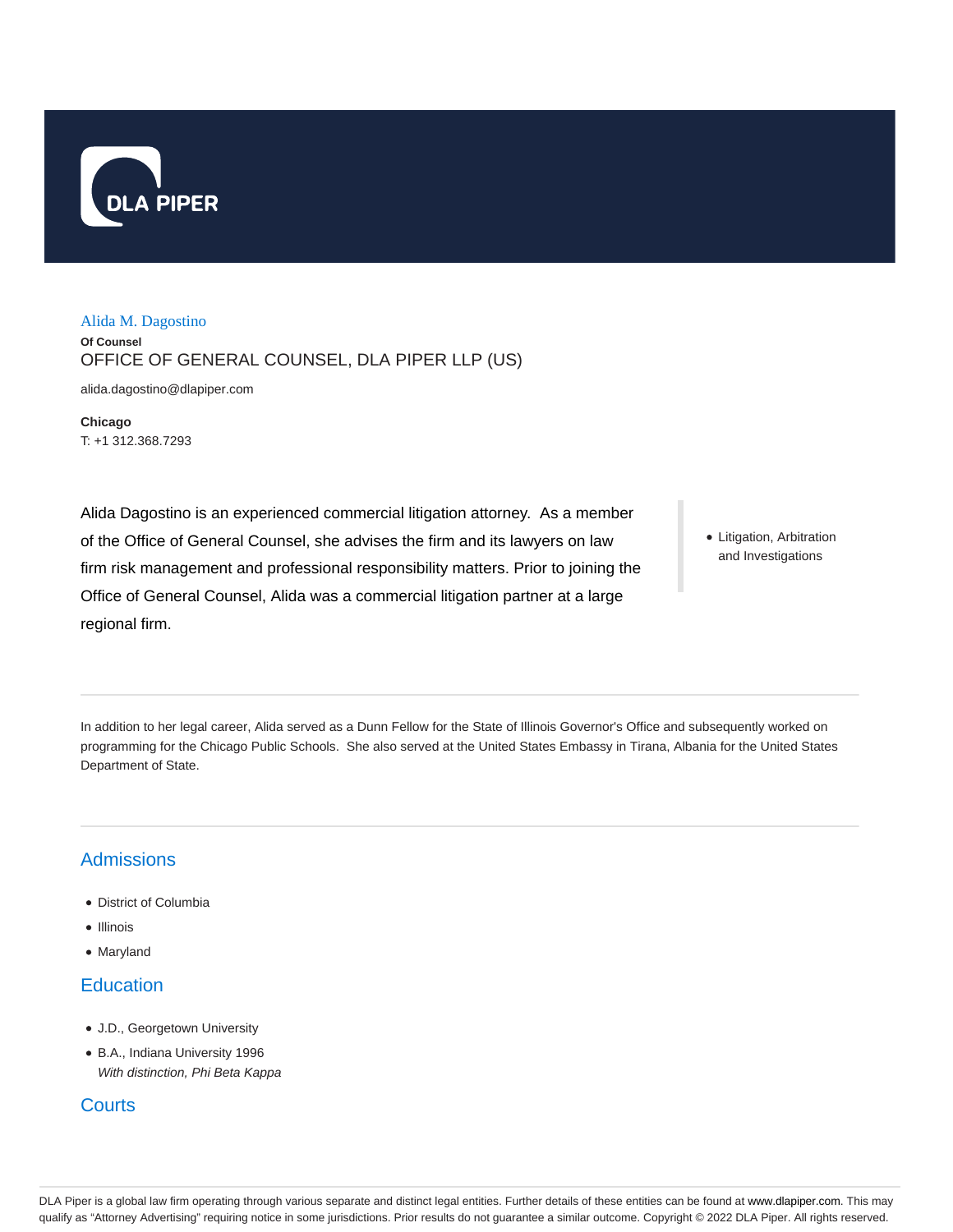DLA PIPER

# Alida M. Dagostino

**Of Counsel**

OFFICE OF GENERAL COUNSEL, DLA PIPER LLP (US)

alida.dagostino@dlapiper.com

**Chicago**

T: +1 312.368.7293

Alida Dagostino is an experienced commercial litigation attorney. As a member of the Office of General Counsel, she advises the firm and its lawyers on law firm risk management and professional responsibility matters. Prior to joining the Office of General Counsel, Alida was a commercial litigation partner at a large regional firm.

- Litigation, Arbitration and Investigations

In addition to her legal career, Alida served as a Dunn Fellow for the State of Illinois Governor's Office and subsequently worked on programming for the Chicago Public Schools. She also served at the United States Embassy in Tirana, Albania for the United States Department of State.

## Admissions

- District of Columbia
- Illinois
- Maryland

## Education

- J.D., Georgetown University
- B.A., Indiana University 1996
  *With distinction, Phi Beta Kappa*

## Courts

DLA Piper is a global law firm operating through various separate and distinct legal entities. Further details of these entities can be found at www.dlapiper.com. This may qualify as "Attorney Advertising" requiring notice in some jurisdictions. Prior results do not guarantee a similar outcome. Copyright © 2022 DLA Piper. All rights reserved.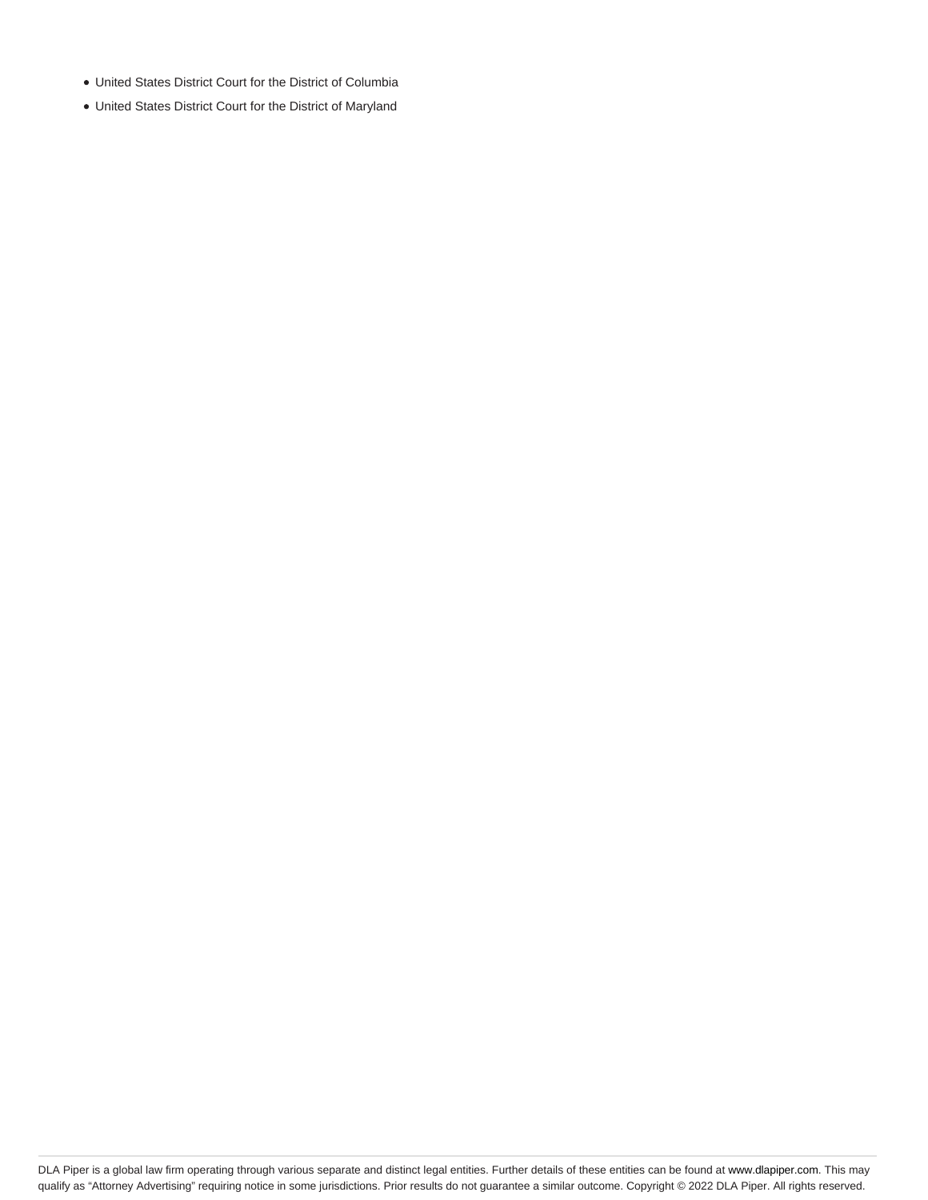- United States District Court for the District of Columbia
- United States District Court for the District of Maryland

DLA Piper is a global law firm operating through various separate and distinct legal entities. Further details of these entities can be found at www.dlapiper.com. This may qualify as “Attorney Advertising” requiring notice in some jurisdictions. Prior results do not guarantee a similar outcome. Copyright © 2022 DLA Piper. All rights reserved.